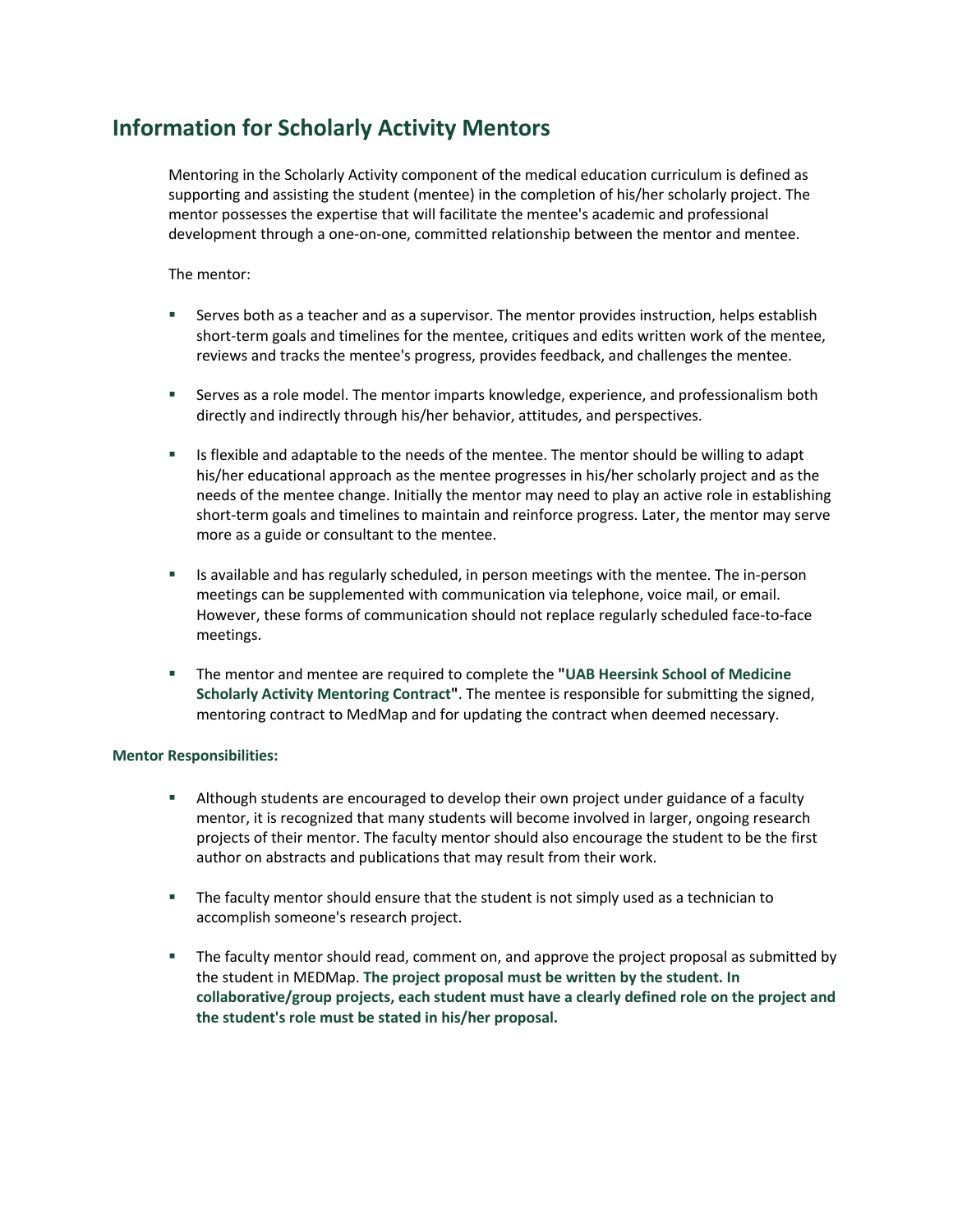# Information for Scholarly Activity Mentors

Mentoring in the Scholarly Activity component of the medical education curriculum is defined as supporting and assisting the student (mentee) in the completion of his/her scholarly project. The mentor possesses the expertise that will facilitate the mentee's academic and professional development through a one-on-one, committed relationship between the mentor and mentee.

The mentor:

- Serves both as a teacher and as a supervisor. The mentor provides instruction, helps establish short-term goals and timelines for the mentee, critiques and edits written work of the mentee, reviews and tracks the mentee's progress, provides feedback, and challenges the mentee.
- Serves as a role model. The mentor imparts knowledge, experience, and professionalism both directly and indirectly through his/her behavior, attitudes, and perspectives.
- Is flexible and adaptable to the needs of the mentee. The mentor should be willing to adapt his/her educational approach as the mentee progresses in his/her scholarly project and as the needs of the mentee change. Initially the mentor may need to play an active role in establishing short-term goals and timelines to maintain and reinforce progress. Later, the mentor may serve more as a guide or consultant to the mentee.
- Is available and has regularly scheduled, in person meetings with the mentee. The in-person meetings can be supplemented with communication via telephone, voice mail, or email. However, these forms of communication should not replace regularly scheduled face-to-face meetings.
- The mentor and mentee are required to complete the **"UAB Heersink School of Medicine Scholarly Activity Mentoring Contract"**. The mentee is responsible for submitting the signed, mentoring contract to MedMap and for updating the contract when deemed necessary.

**Mentor Responsibilities:**

- Although students are encouraged to develop their own project under guidance of a faculty mentor, it is recognized that many students will become involved in larger, ongoing research projects of their mentor. The faculty mentor should also encourage the student to be the first author on abstracts and publications that may result from their work.
- The faculty mentor should ensure that the student is not simply used as a technician to accomplish someone's research project.
- The faculty mentor should read, comment on, and approve the project proposal as submitted by the student in MEDMap. **The project proposal must be written by the student. In collaborative/group projects, each student must have a clearly defined role on the project and the student's role must be stated in his/her proposal.**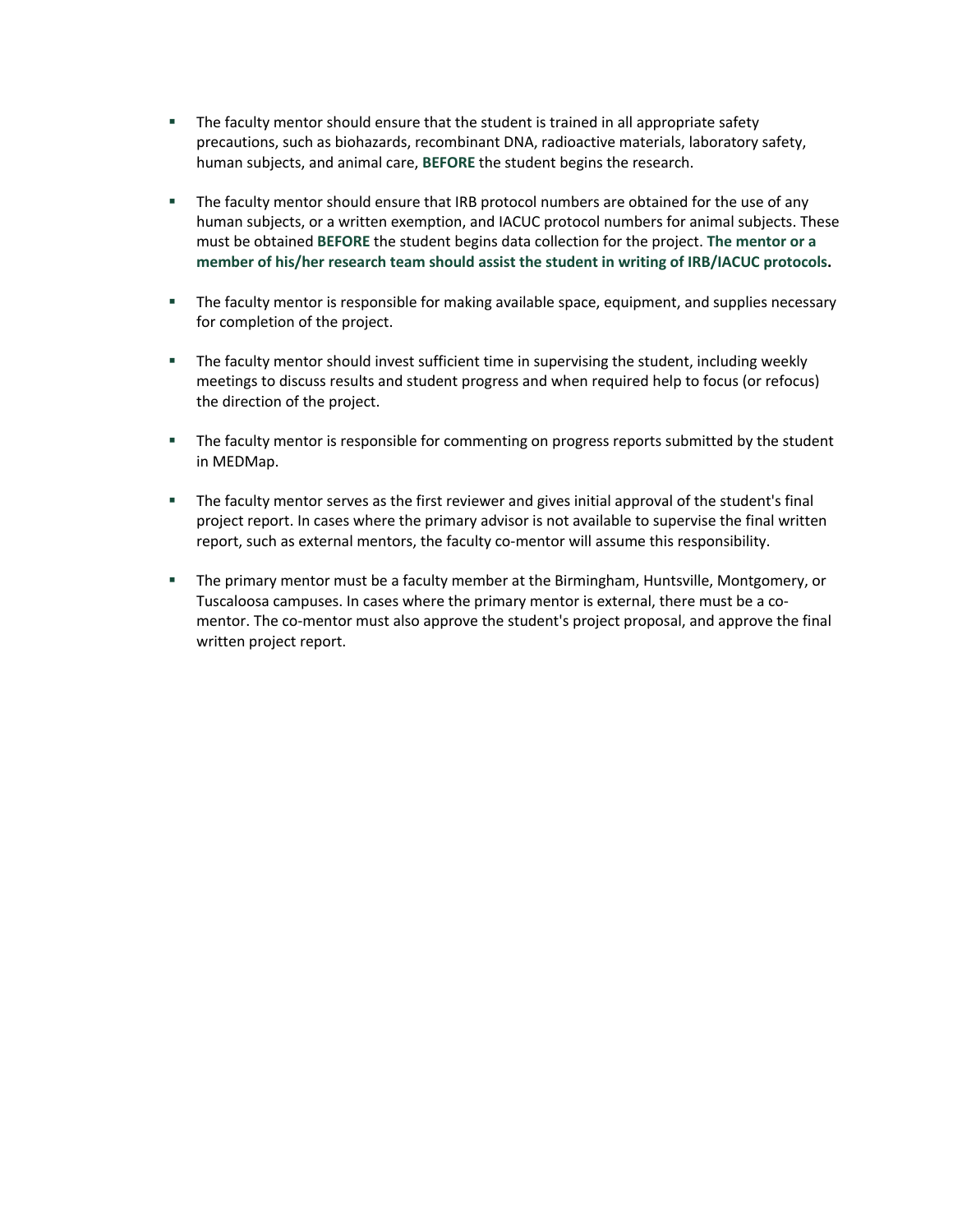- The faculty mentor should ensure that the student is trained in all appropriate safety precautions, such as biohazards, recombinant DNA, radioactive materials, laboratory safety, human subjects, and animal care, **BEFORE** the student begins the research.

- The faculty mentor should ensure that IRB protocol numbers are obtained for the use of any human subjects, or a written exemption, and IACUC protocol numbers for animal subjects. These must be obtained **BEFORE** the student begins data collection for the project. **The mentor or a member of his/her research team should assist the student in writing of IRB/IACUC protocols.**

- The faculty mentor is responsible for making available space, equipment, and supplies necessary for completion of the project.

- The faculty mentor should invest sufficient time in supervising the student, including weekly meetings to discuss results and student progress and when required help to focus (or refocus) the direction of the project.

- The faculty mentor is responsible for commenting on progress reports submitted by the student in MEDMap.

- The faculty mentor serves as the first reviewer and gives initial approval of the student's final project report. In cases where the primary advisor is not available to supervise the final written report, such as external mentors, the faculty co-mentor will assume this responsibility.

- The primary mentor must be a faculty member at the Birmingham, Huntsville, Montgomery, or Tuscaloosa campuses. In cases where the primary mentor is external, there must be a co-mentor. The co-mentor must also approve the student's project proposal, and approve the final written project report.